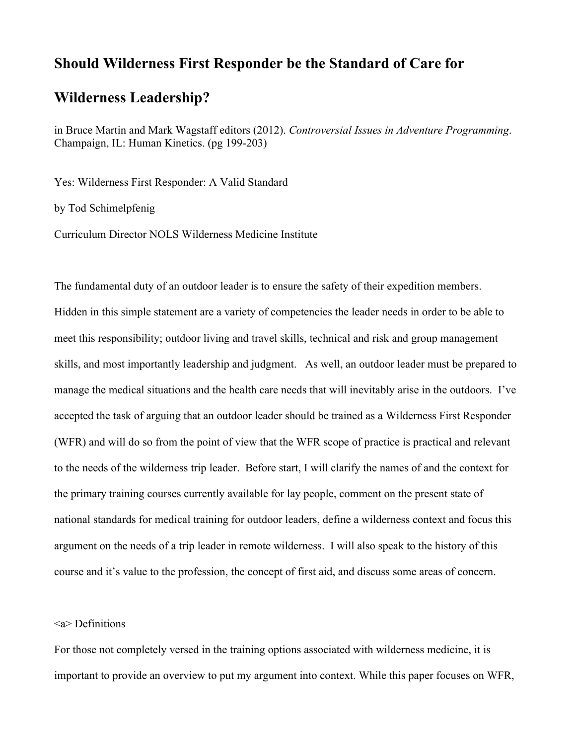# Should Wilderness First Responder be the Standard of Care for Wilderness Leadership?

in Bruce Martin and Mark Wagstaff editors (2012). *Controversial Issues in Adventure Programming*. Champaign, IL: Human Kinetics. (pg 199-203)

Yes: Wilderness First Responder: A Valid Standard

by Tod Schimelpfenig

Curriculum Director NOLS Wilderness Medicine Institute

The fundamental duty of an outdoor leader is to ensure the safety of their expedition members. Hidden in this simple statement are a variety of competencies the leader needs in order to be able to meet this responsibility; outdoor living and travel skills, technical and risk and group management skills, and most importantly leadership and judgment. As well, an outdoor leader must be prepared to manage the medical situations and the health care needs that will inevitably arise in the outdoors. I've accepted the task of arguing that an outdoor leader should be trained as a Wilderness First Responder (WFR) and will do so from the point of view that the WFR scope of practice is practical and relevant to the needs of the wilderness trip leader. Before start, I will clarify the names of and the context for the primary training courses currently available for lay people, comment on the present state of national standards for medical training for outdoor leaders, define a wilderness context and focus this argument on the needs of a trip leader in remote wilderness. I will also speak to the history of this course and it's value to the profession, the concept of first aid, and discuss some areas of concern.

<a> Definitions

For those not completely versed in the training options associated with wilderness medicine, it is important to provide an overview to put my argument into context. While this paper focuses on WFR,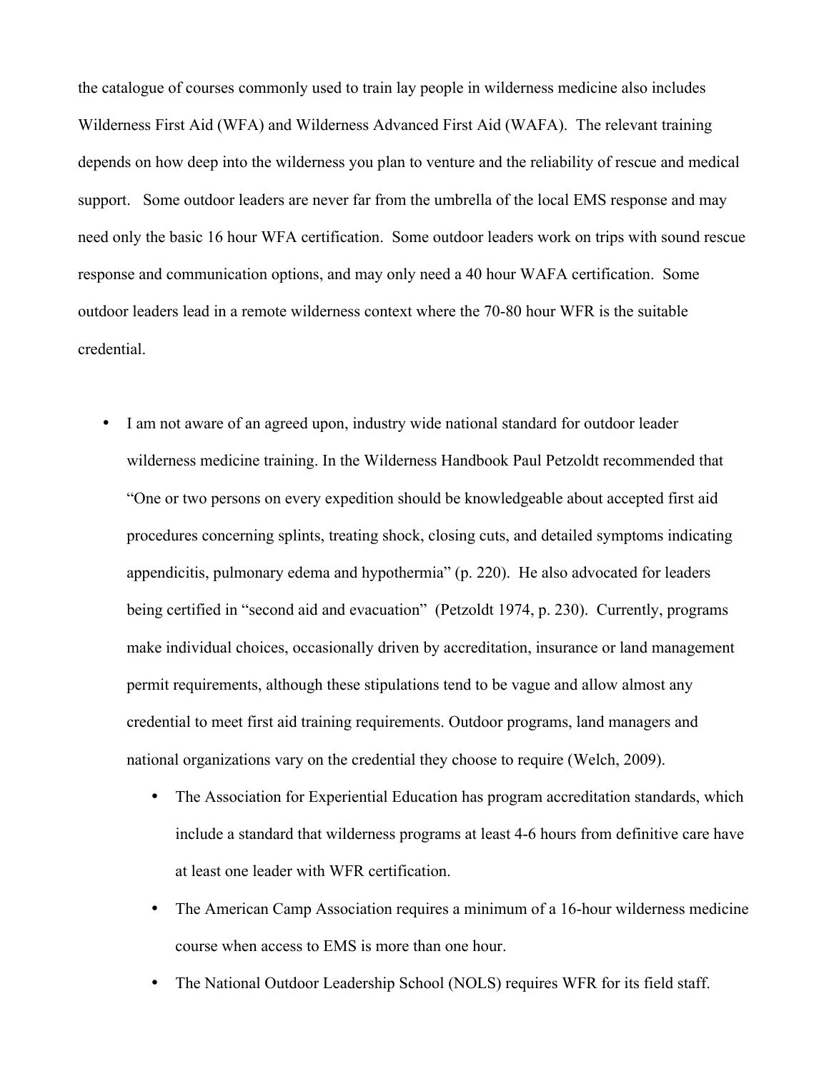the catalogue of courses commonly used to train lay people in wilderness medicine also includes Wilderness First Aid (WFA) and Wilderness Advanced First Aid (WAFA). The relevant training depends on how deep into the wilderness you plan to venture and the reliability of rescue and medical support. Some outdoor leaders are never far from the umbrella of the local EMS response and may need only the basic 16 hour WFA certification. Some outdoor leaders work on trips with sound rescue response and communication options, and may only need a 40 hour WAFA certification. Some outdoor leaders lead in a remote wilderness context where the 70-80 hour WFR is the suitable credential.

- I am not aware of an agreed upon, industry wide national standard for outdoor leader wilderness medicine training. In the Wilderness Handbook Paul Petzoldt recommended that "One or two persons on every expedition should be knowledgeable about accepted first aid procedures concerning splints, treating shock, closing cuts, and detailed symptoms indicating appendicitis, pulmonary edema and hypothermia" (p. 220). He also advocated for leaders being certified in "second aid and evacuation" (Petzoldt 1974, p. 230). Currently, programs make individual choices, occasionally driven by accreditation, insurance or land management permit requirements, although these stipulations tend to be vague and allow almost any credential to meet first aid training requirements. Outdoor programs, land managers and national organizations vary on the credential they choose to require (Welch, 2009).
  - The Association for Experiential Education has program accreditation standards, which include a standard that wilderness programs at least 4-6 hours from definitive care have at least one leader with WFR certification.
  - The American Camp Association requires a minimum of a 16-hour wilderness medicine course when access to EMS is more than one hour.
  - The National Outdoor Leadership School (NOLS) requires WFR for its field staff.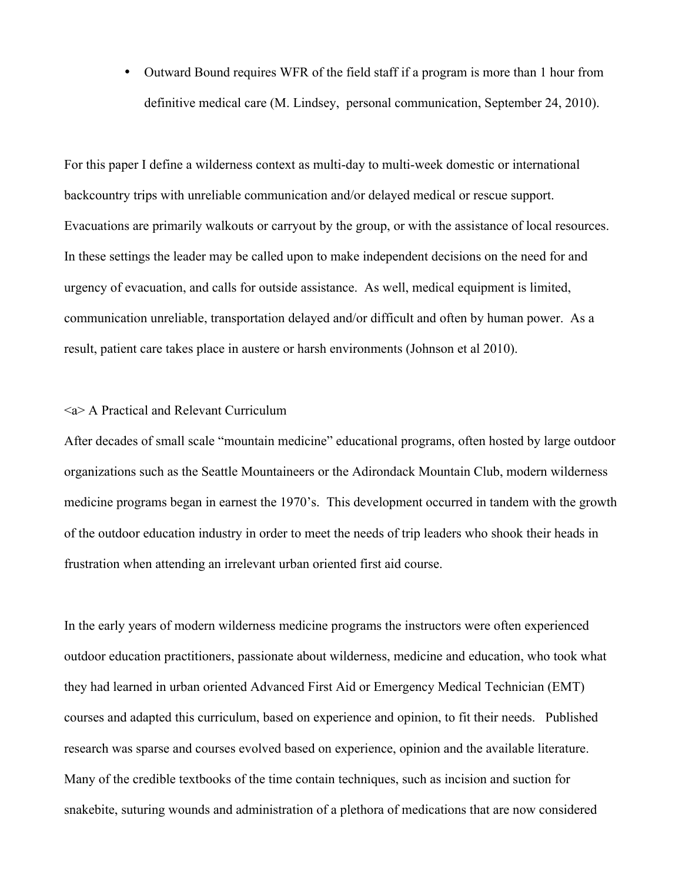- Outward Bound requires WFR of the field staff if a program is more than 1 hour from definitive medical care (M. Lindsey, personal communication, September 24, 2010).

For this paper I define a wilderness context as multi-day to multi-week domestic or international backcountry trips with unreliable communication and/or delayed medical or rescue support. Evacuations are primarily walkouts or carryout by the group, or with the assistance of local resources. In these settings the leader may be called upon to make independent decisions on the need for and urgency of evacuation, and calls for outside assistance. As well, medical equipment is limited, communication unreliable, transportation delayed and/or difficult and often by human power. As a result, patient care takes place in austere or harsh environments (Johnson et al 2010).

<a> A Practical and Relevant Curriculum

After decades of small scale "mountain medicine" educational programs, often hosted by large outdoor organizations such as the Seattle Mountaineers or the Adirondack Mountain Club, modern wilderness medicine programs began in earnest the 1970's. This development occurred in tandem with the growth of the outdoor education industry in order to meet the needs of trip leaders who shook their heads in frustration when attending an irrelevant urban oriented first aid course.

In the early years of modern wilderness medicine programs the instructors were often experienced outdoor education practitioners, passionate about wilderness, medicine and education, who took what they had learned in urban oriented Advanced First Aid or Emergency Medical Technician (EMT) courses and adapted this curriculum, based on experience and opinion, to fit their needs. Published research was sparse and courses evolved based on experience, opinion and the available literature. Many of the credible textbooks of the time contain techniques, such as incision and suction for snakebite, suturing wounds and administration of a plethora of medications that are now considered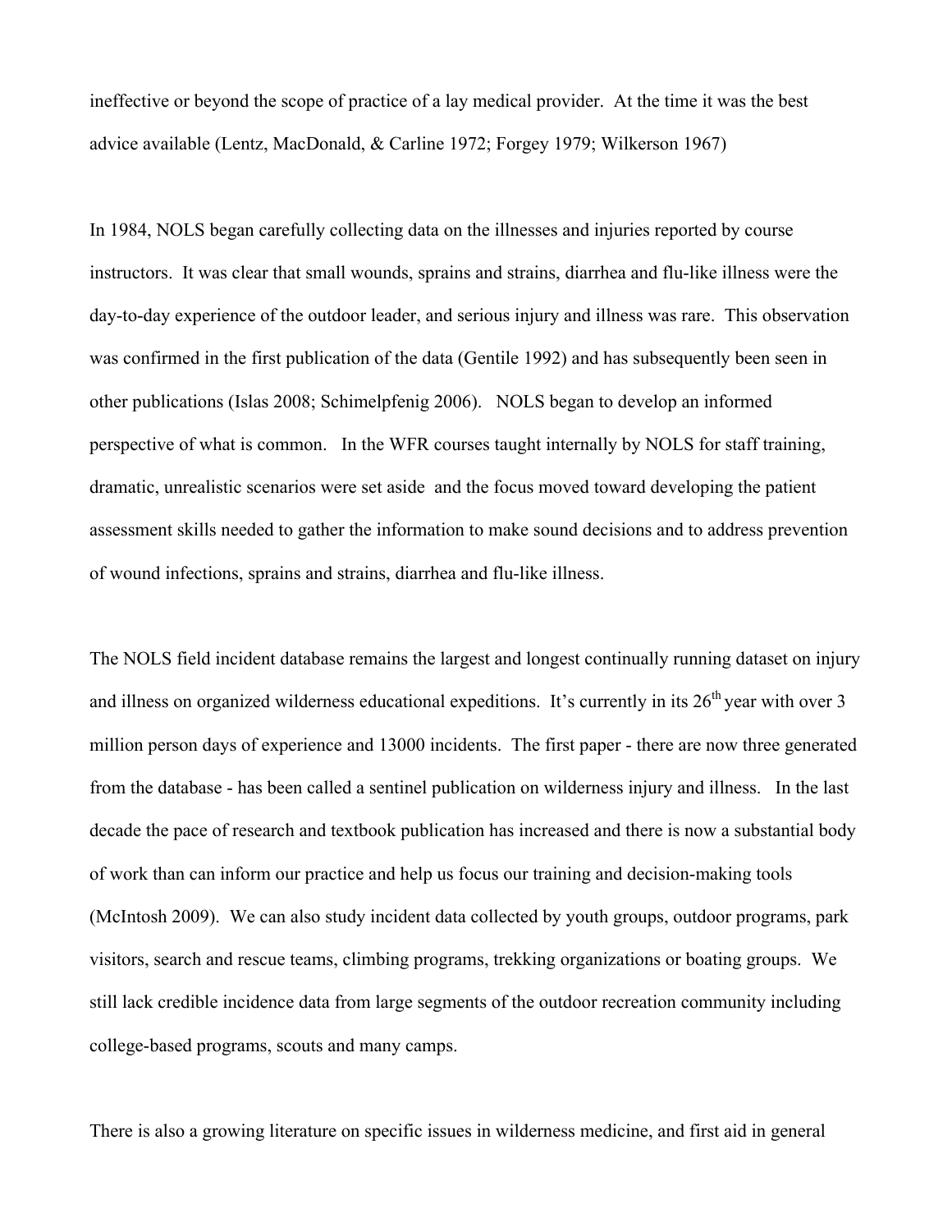ineffective or beyond the scope of practice of a lay medical provider. At the time it was the best advice available (Lentz, MacDonald, & Carline 1972; Forgey 1979; Wilkerson 1967)

In 1984, NOLS began carefully collecting data on the illnesses and injuries reported by course instructors. It was clear that small wounds, sprains and strains, diarrhea and flu-like illness were the day-to-day experience of the outdoor leader, and serious injury and illness was rare. This observation was confirmed in the first publication of the data (Gentile 1992) and has subsequently been seen in other publications (Islas 2008; Schimelpfenig 2006). NOLS began to develop an informed perspective of what is common. In the WFR courses taught internally by NOLS for staff training, dramatic, unrealistic scenarios were set aside and the focus moved toward developing the patient assessment skills needed to gather the information to make sound decisions and to address prevention of wound infections, sprains and strains, diarrhea and flu-like illness.

The NOLS field incident database remains the largest and longest continually running dataset on injury and illness on organized wilderness educational expeditions. It's currently in its 26th year with over 3 million person days of experience and 13000 incidents. The first paper - there are now three generated from the database - has been called a sentinel publication on wilderness injury and illness. In the last decade the pace of research and textbook publication has increased and there is now a substantial body of work than can inform our practice and help us focus our training and decision-making tools (McIntosh 2009). We can also study incident data collected by youth groups, outdoor programs, park visitors, search and rescue teams, climbing programs, trekking organizations or boating groups. We still lack credible incidence data from large segments of the outdoor recreation community including college-based programs, scouts and many camps.

There is also a growing literature on specific issues in wilderness medicine, and first aid in general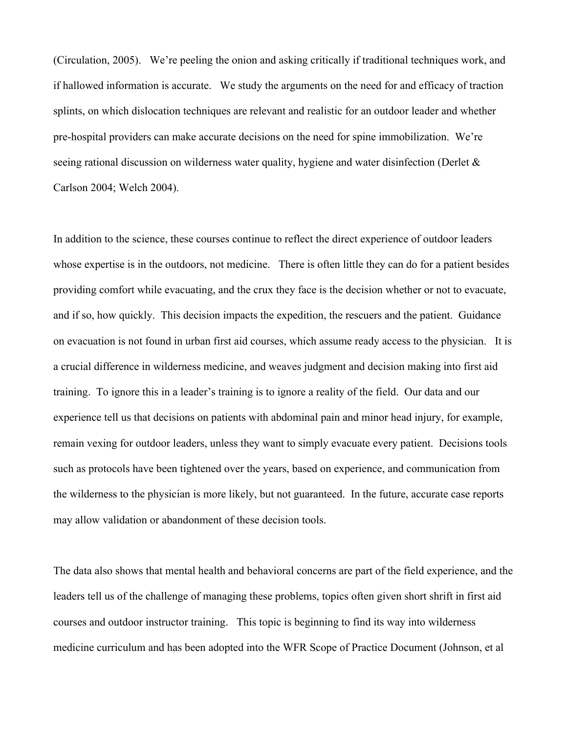(Circulation, 2005). We're peeling the onion and asking critically if traditional techniques work, and if hallowed information is accurate. We study the arguments on the need for and efficacy of traction splints, on which dislocation techniques are relevant and realistic for an outdoor leader and whether pre-hospital providers can make accurate decisions on the need for spine immobilization. We're seeing rational discussion on wilderness water quality, hygiene and water disinfection (Derlet & Carlson 2004; Welch 2004).

In addition to the science, these courses continue to reflect the direct experience of outdoor leaders whose expertise is in the outdoors, not medicine. There is often little they can do for a patient besides providing comfort while evacuating, and the crux they face is the decision whether or not to evacuate, and if so, how quickly. This decision impacts the expedition, the rescuers and the patient. Guidance on evacuation is not found in urban first aid courses, which assume ready access to the physician. It is a crucial difference in wilderness medicine, and weaves judgment and decision making into first aid training. To ignore this in a leader's training is to ignore a reality of the field. Our data and our experience tell us that decisions on patients with abdominal pain and minor head injury, for example, remain vexing for outdoor leaders, unless they want to simply evacuate every patient. Decisions tools such as protocols have been tightened over the years, based on experience, and communication from the wilderness to the physician is more likely, but not guaranteed. In the future, accurate case reports may allow validation or abandonment of these decision tools.

The data also shows that mental health and behavioral concerns are part of the field experience, and the leaders tell us of the challenge of managing these problems, topics often given short shrift in first aid courses and outdoor instructor training. This topic is beginning to find its way into wilderness medicine curriculum and has been adopted into the WFR Scope of Practice Document (Johnson, et al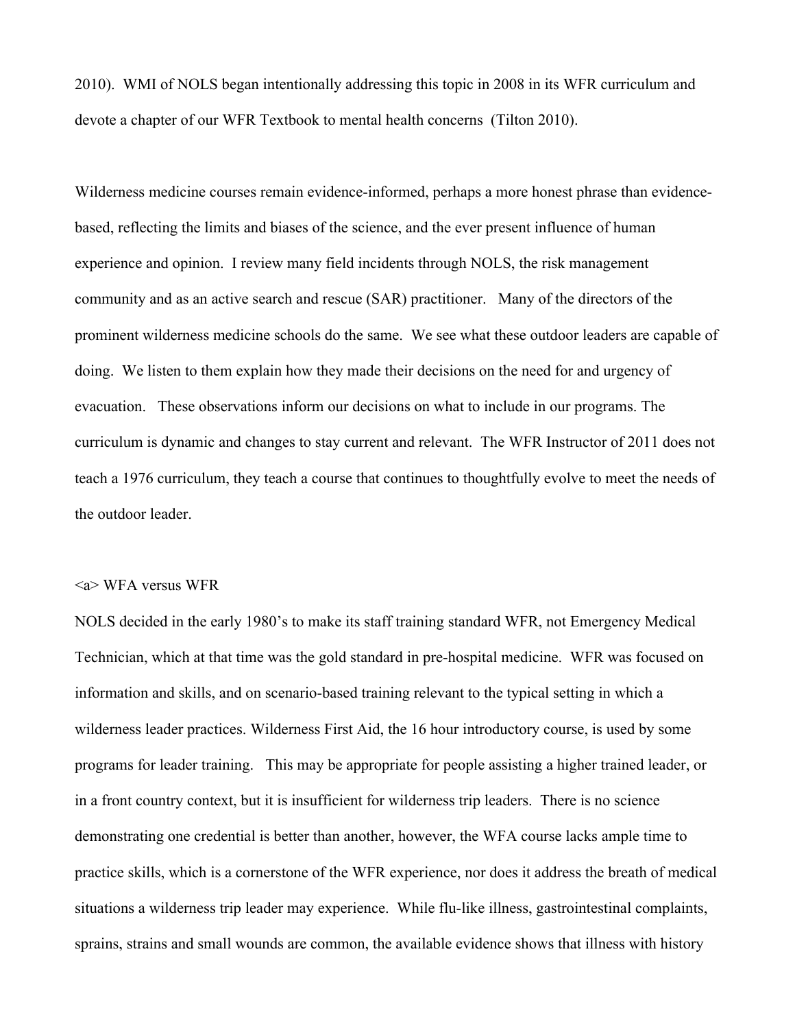2010). WMI of NOLS began intentionally addressing this topic in 2008 in its WFR curriculum and devote a chapter of our WFR Textbook to mental health concerns (Tilton 2010).

Wilderness medicine courses remain evidence-informed, perhaps a more honest phrase than evidence-based, reflecting the limits and biases of the science, and the ever present influence of human experience and opinion. I review many field incidents through NOLS, the risk management community and as an active search and rescue (SAR) practitioner. Many of the directors of the prominent wilderness medicine schools do the same. We see what these outdoor leaders are capable of doing. We listen to them explain how they made their decisions on the need for and urgency of evacuation. These observations inform our decisions on what to include in our programs. The curriculum is dynamic and changes to stay current and relevant. The WFR Instructor of 2011 does not teach a 1976 curriculum, they teach a course that continues to thoughtfully evolve to meet the needs of the outdoor leader.

## WFA versus WFR

NOLS decided in the early 1980's to make its staff training standard WFR, not Emergency Medical Technician, which at that time was the gold standard in pre-hospital medicine. WFR was focused on information and skills, and on scenario-based training relevant to the typical setting in which a wilderness leader practices. Wilderness First Aid, the 16 hour introductory course, is used by some programs for leader training. This may be appropriate for people assisting a higher trained leader, or in a front country context, but it is insufficient for wilderness trip leaders. There is no science demonstrating one credential is better than another, however, the WFA course lacks ample time to practice skills, which is a cornerstone of the WFR experience, nor does it address the breath of medical situations a wilderness trip leader may experience. While flu-like illness, gastrointestinal complaints, sprains, strains and small wounds are common, the available evidence shows that illness with history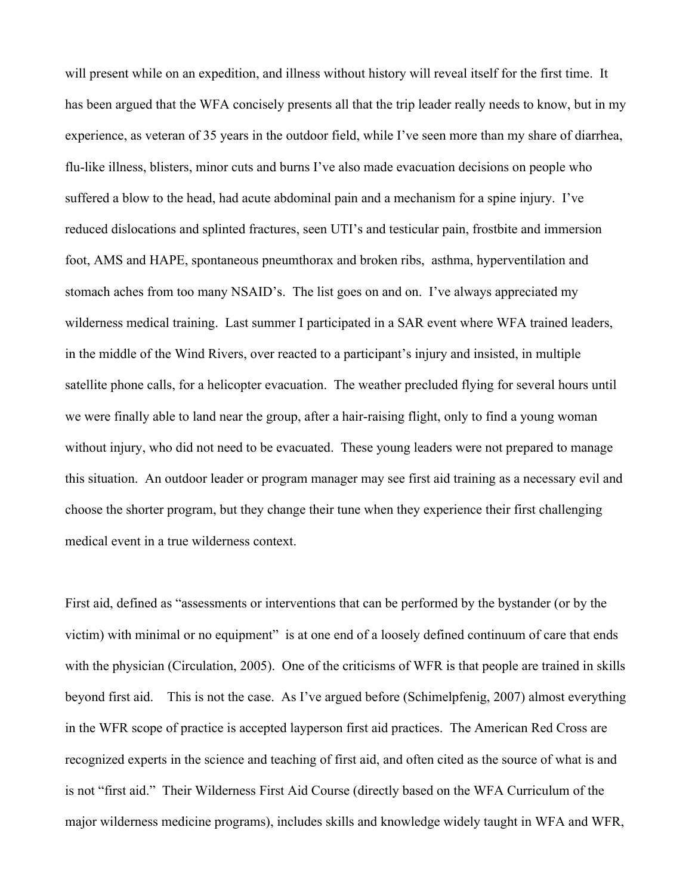will present while on an expedition, and illness without history will reveal itself for the first time. It has been argued that the WFA concisely presents all that the trip leader really needs to know, but in my experience, as veteran of 35 years in the outdoor field, while I've seen more than my share of diarrhea, flu-like illness, blisters, minor cuts and burns I've also made evacuation decisions on people who suffered a blow to the head, had acute abdominal pain and a mechanism for a spine injury. I've reduced dislocations and splinted fractures, seen UTI's and testicular pain, frostbite and immersion foot, AMS and HAPE, spontaneous pneumthorax and broken ribs, asthma, hyperventilation and stomach aches from too many NSAID's. The list goes on and on. I've always appreciated my wilderness medical training. Last summer I participated in a SAR event where WFA trained leaders, in the middle of the Wind Rivers, over reacted to a participant's injury and insisted, in multiple satellite phone calls, for a helicopter evacuation. The weather precluded flying for several hours until we were finally able to land near the group, after a hair-raising flight, only to find a young woman without injury, who did not need to be evacuated. These young leaders were not prepared to manage this situation. An outdoor leader or program manager may see first aid training as a necessary evil and choose the shorter program, but they change their tune when they experience their first challenging medical event in a true wilderness context.

First aid, defined as "assessments or interventions that can be performed by the bystander (or by the victim) with minimal or no equipment" is at one end of a loosely defined continuum of care that ends with the physician (Circulation, 2005). One of the criticisms of WFR is that people are trained in skills beyond first aid. This is not the case. As I've argued before (Schimelpfenig, 2007) almost everything in the WFR scope of practice is accepted layperson first aid practices. The American Red Cross are recognized experts in the science and teaching of first aid, and often cited as the source of what is and is not "first aid." Their Wilderness First Aid Course (directly based on the WFA Curriculum of the major wilderness medicine programs), includes skills and knowledge widely taught in WFA and WFR,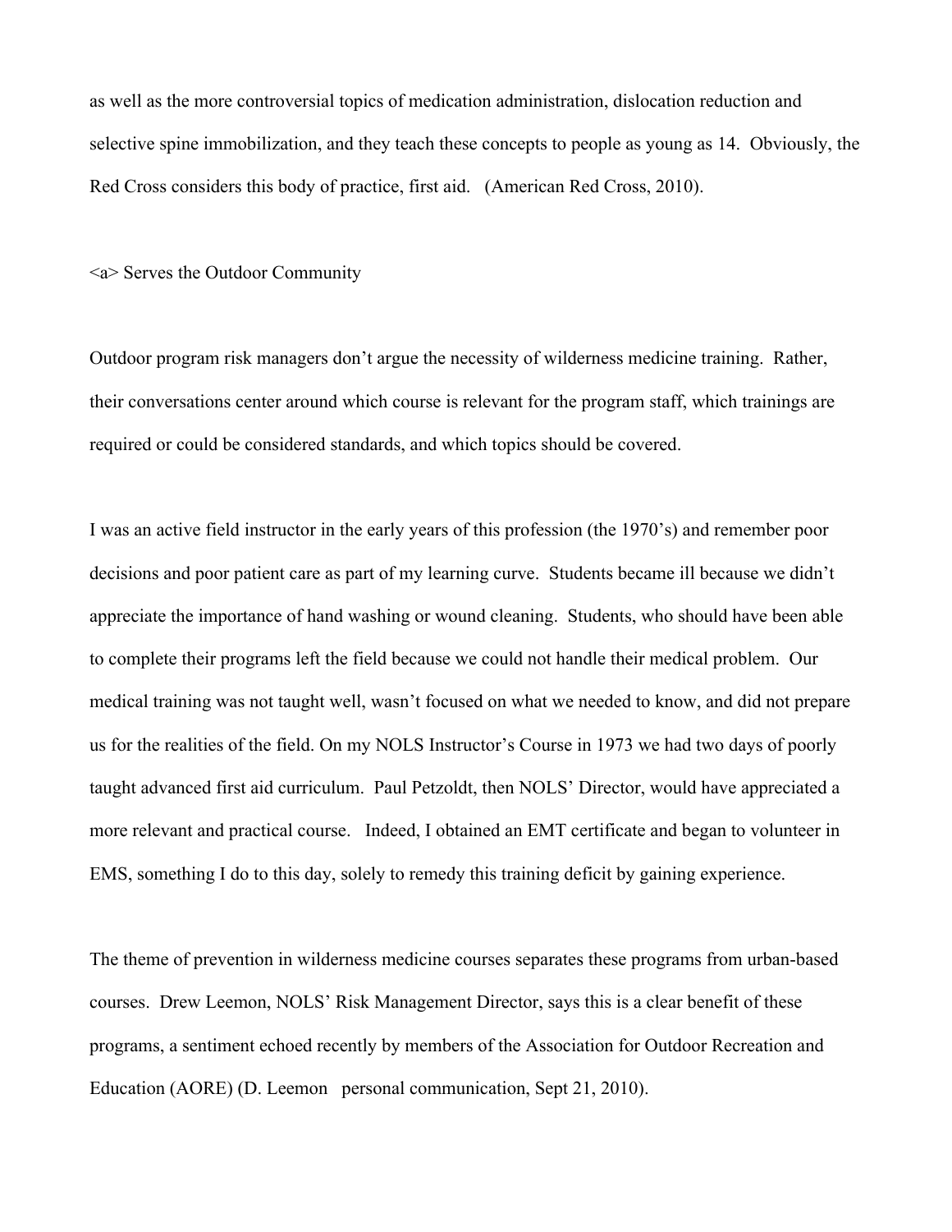as well as the more controversial topics of medication administration, dislocation reduction and selective spine immobilization, and they teach these concepts to people as young as 14. Obviously, the Red Cross considers this body of practice, first aid. (American Red Cross, 2010).

<a> Serves the Outdoor Community

Outdoor program risk managers don't argue the necessity of wilderness medicine training. Rather, their conversations center around which course is relevant for the program staff, which trainings are required or could be considered standards, and which topics should be covered.

I was an active field instructor in the early years of this profession (the 1970's) and remember poor decisions and poor patient care as part of my learning curve. Students became ill because we didn't appreciate the importance of hand washing or wound cleaning. Students, who should have been able to complete their programs left the field because we could not handle their medical problem. Our medical training was not taught well, wasn't focused on what we needed to know, and did not prepare us for the realities of the field. On my NOLS Instructor's Course in 1973 we had two days of poorly taught advanced first aid curriculum. Paul Petzoldt, then NOLS' Director, would have appreciated a more relevant and practical course. Indeed, I obtained an EMT certificate and began to volunteer in EMS, something I do to this day, solely to remedy this training deficit by gaining experience.

The theme of prevention in wilderness medicine courses separates these programs from urban-based courses. Drew Leemon, NOLS' Risk Management Director, says this is a clear benefit of these programs, a sentiment echoed recently by members of the Association for Outdoor Recreation and Education (AORE) (D. Leemon personal communication, Sept 21, 2010).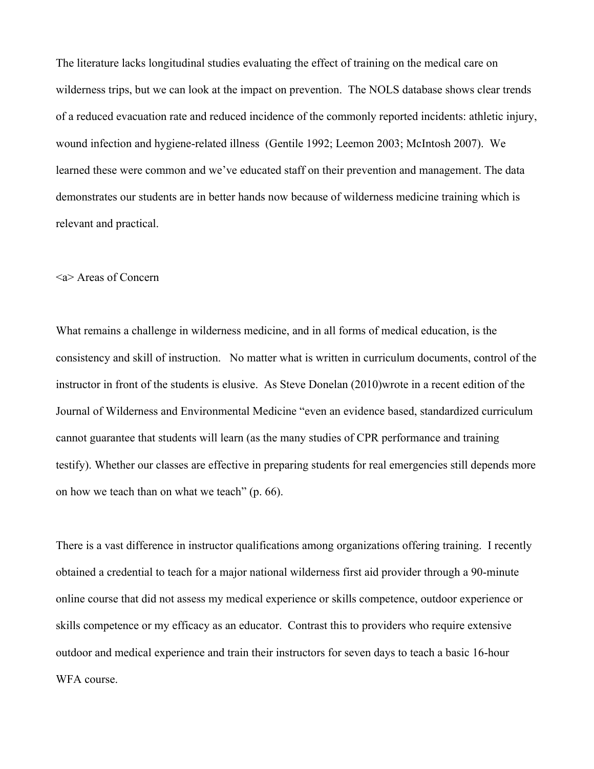The literature lacks longitudinal studies evaluating the effect of training on the medical care on wilderness trips, but we can look at the impact on prevention. The NOLS database shows clear trends of a reduced evacuation rate and reduced incidence of the commonly reported incidents: athletic injury, wound infection and hygiene-related illness (Gentile 1992; Leemon 2003; McIntosh 2007). We learned these were common and we've educated staff on their prevention and management. The data demonstrates our students are in better hands now because of wilderness medicine training which is relevant and practical.

<a> Areas of Concern

What remains a challenge in wilderness medicine, and in all forms of medical education, is the consistency and skill of instruction. No matter what is written in curriculum documents, control of the instructor in front of the students is elusive. As Steve Donelan (2010)wrote in a recent edition of the Journal of Wilderness and Environmental Medicine "even an evidence based, standardized curriculum cannot guarantee that students will learn (as the many studies of CPR performance and training testify). Whether our classes are effective in preparing students for real emergencies still depends more on how we teach than on what we teach" (p. 66).

There is a vast difference in instructor qualifications among organizations offering training. I recently obtained a credential to teach for a major national wilderness first aid provider through a 90-minute online course that did not assess my medical experience or skills competence, outdoor experience or skills competence or my efficacy as an educator. Contrast this to providers who require extensive outdoor and medical experience and train their instructors for seven days to teach a basic 16-hour WFA course.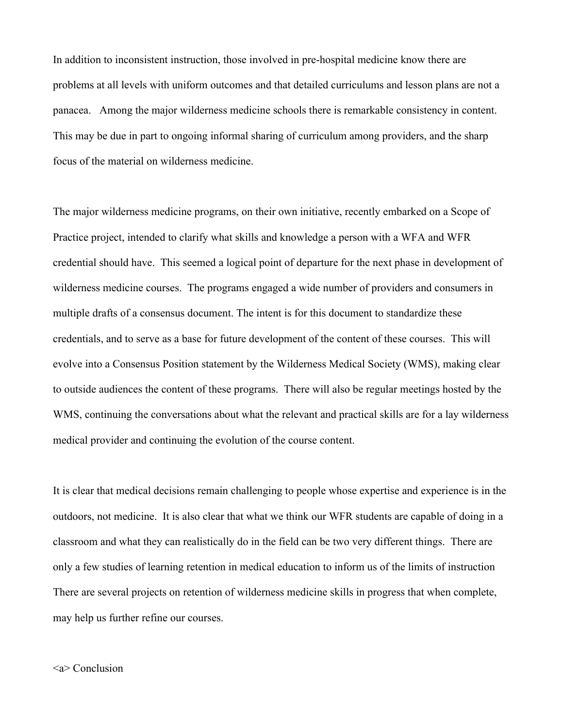In addition to inconsistent instruction, those involved in pre-hospital medicine know there are problems at all levels with uniform outcomes and that detailed curriculums and lesson plans are not a panacea. Among the major wilderness medicine schools there is remarkable consistency in content. This may be due in part to ongoing informal sharing of curriculum among providers, and the sharp focus of the material on wilderness medicine.

The major wilderness medicine programs, on their own initiative, recently embarked on a Scope of Practice project, intended to clarify what skills and knowledge a person with a WFA and WFR credential should have. This seemed a logical point of departure for the next phase in development of wilderness medicine courses. The programs engaged a wide number of providers and consumers in multiple drafts of a consensus document. The intent is for this document to standardize these credentials, and to serve as a base for future development of the content of these courses. This will evolve into a Consensus Position statement by the Wilderness Medical Society (WMS), making clear to outside audiences the content of these programs. There will also be regular meetings hosted by the WMS, continuing the conversations about what the relevant and practical skills are for a lay wilderness medical provider and continuing the evolution of the course content.

It is clear that medical decisions remain challenging to people whose expertise and experience is in the outdoors, not medicine. It is also clear that what we think our WFR students are capable of doing in a classroom and what they can realistically do in the field can be two very different things. There are only a few studies of learning retention in medical education to inform us of the limits of instruction There are several projects on retention of wilderness medicine skills in progress that when complete, may help us further refine our courses.

<a> Conclusion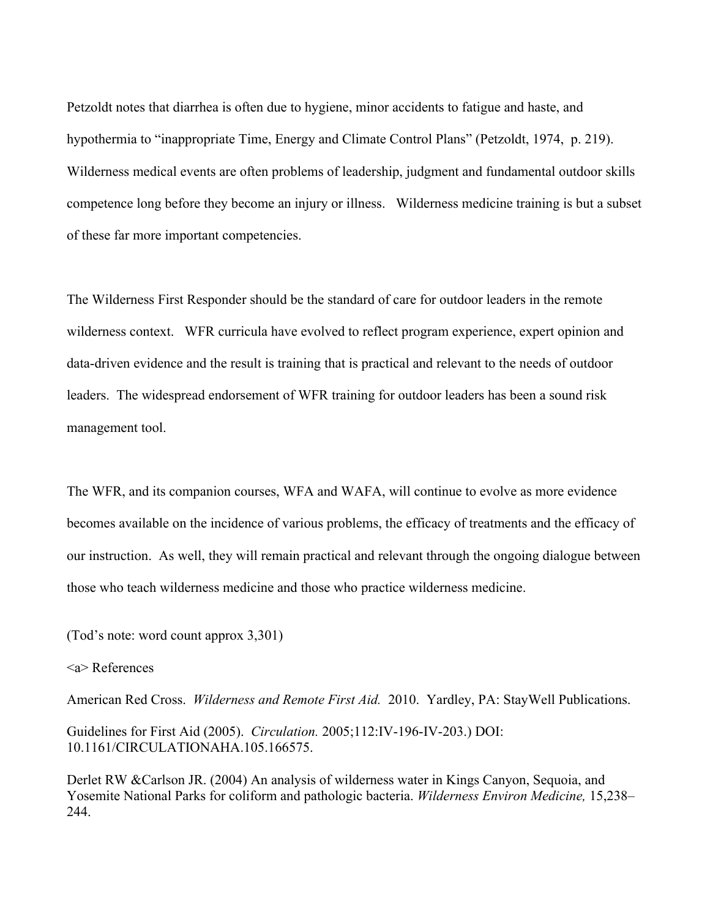Petzoldt notes that diarrhea is often due to hygiene, minor accidents to fatigue and haste, and hypothermia to "inappropriate Time, Energy and Climate Control Plans" (Petzoldt, 1974, p. 219). Wilderness medical events are often problems of leadership, judgment and fundamental outdoor skills competence long before they become an injury or illness. Wilderness medicine training is but a subset of these far more important competencies.

The Wilderness First Responder should be the standard of care for outdoor leaders in the remote wilderness context. WFR curricula have evolved to reflect program experience, expert opinion and data-driven evidence and the result is training that is practical and relevant to the needs of outdoor leaders. The widespread endorsement of WFR training for outdoor leaders has been a sound risk management tool.

The WFR, and its companion courses, WFA and WAFA, will continue to evolve as more evidence becomes available on the incidence of various problems, the efficacy of treatments and the efficacy of our instruction. As well, they will remain practical and relevant through the ongoing dialogue between those who teach wilderness medicine and those who practice wilderness medicine.

(Tod's note: word count approx 3,301)

<a> References

American Red Cross. *Wilderness and Remote First Aid.* 2010. Yardley, PA: StayWell Publications.

Guidelines for First Aid (2005). *Circulation.* 2005;112:IV-196-IV-203.) DOI: 10.1161/CIRCULATIONAHA.105.166575.

Derlet RW &Carlson JR. (2004) An analysis of wilderness water in Kings Canyon, Sequoia, and Yosemite National Parks for coliform and pathologic bacteria. *Wilderness Environ Medicine,* 15,238–244.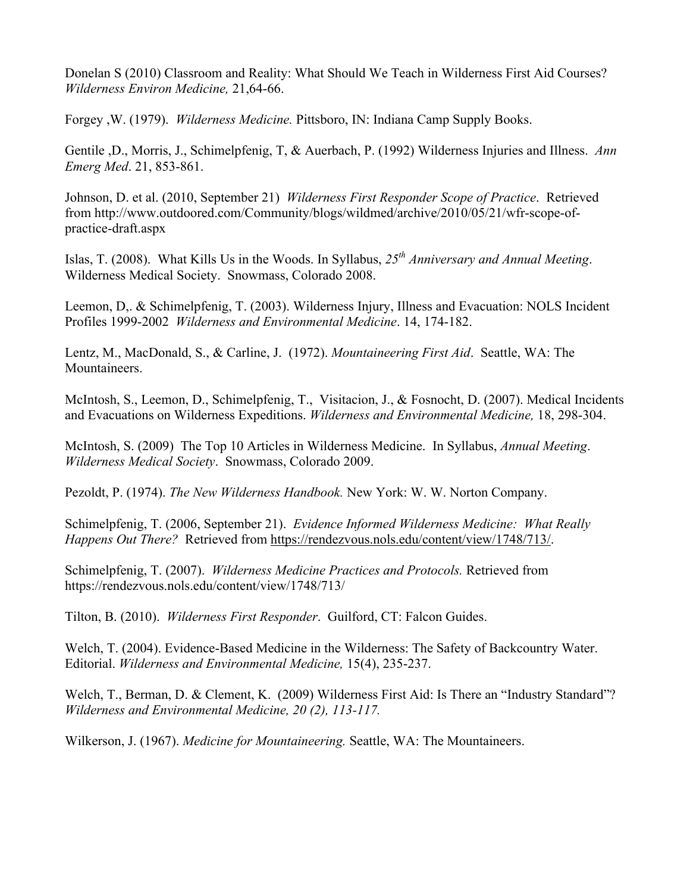Donelan S (2010) Classroom and Reality: What Should We Teach in Wilderness First Aid Courses? *Wilderness Environ Medicine,* 21,64-66.

Forgey ,W. (1979). *Wilderness Medicine.* Pittsboro, IN: Indiana Camp Supply Books.

Gentile ,D., Morris, J., Schimelpfenig, T, & Auerbach, P. (1992) Wilderness Injuries and Illness. *Ann Emerg Med*. 21, 853-861.

Johnson, D. et al. (2010, September 21) *Wilderness First Responder Scope of Practice*. Retrieved from http://www.outdoored.com/Community/blogs/wildmed/archive/2010/05/21/wfr-scope-of-practice-draft.aspx

Islas, T. (2008). What Kills Us in the Woods. In Syllabus, *25th Anniversary and Annual Meeting*. Wilderness Medical Society. Snowmass, Colorado 2008.

Leemon, D,. & Schimelpfenig, T. (2003). Wilderness Injury, Illness and Evacuation: NOLS Incident Profiles 1999-2002 *Wilderness and Environmental Medicine*. 14, 174-182.

Lentz, M., MacDonald, S., & Carline, J. (1972). *Mountaineering First Aid*. Seattle, WA: The Mountaineers.

McIntosh, S., Leemon, D., Schimelpfenig, T., Visitacion, J., & Fosnocht, D. (2007). Medical Incidents and Evacuations on Wilderness Expeditions. *Wilderness and Environmental Medicine,* 18, 298-304.

McIntosh, S. (2009) The Top 10 Articles in Wilderness Medicine. In Syllabus, *Annual Meeting*. *Wilderness Medical Society*. Snowmass, Colorado 2009.

Pezoldt, P. (1974). *The New Wilderness Handbook.* New York: W. W. Norton Company.

Schimelpfenig, T. (2006, September 21). *Evidence Informed Wilderness Medicine: What Really Happens Out There?* Retrieved from https://rendezvous.nols.edu/content/view/1748/713/.

Schimelpfenig, T. (2007). *Wilderness Medicine Practices and Protocols.* Retrieved from https://rendezvous.nols.edu/content/view/1748/713/

Tilton, B. (2010). *Wilderness First Responder*. Guilford, CT: Falcon Guides.

Welch, T. (2004). Evidence-Based Medicine in the Wilderness: The Safety of Backcountry Water. Editorial. *Wilderness and Environmental Medicine,* 15(4), 235-237.

Welch, T., Berman, D. & Clement, K. (2009) Wilderness First Aid: Is There an "Industry Standard"? *Wilderness and Environmental Medicine, 20 (2), 113-117.*

Wilkerson, J. (1967). *Medicine for Mountaineering.* Seattle, WA: The Mountaineers.